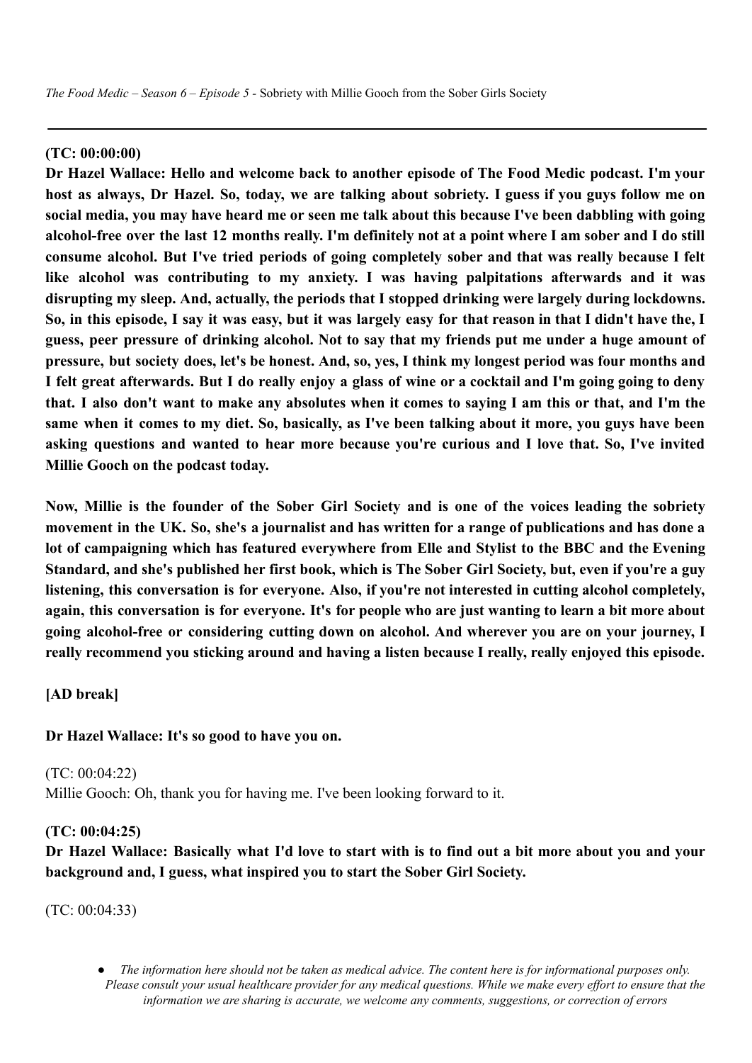*The Food Medic – Season 6 – Episode 5* - Sobriety with Millie Gooch from the Sober Girls Society

---

**(TC: 00:00:00)**

**Dr Hazel Wallace: Hello and welcome back to another episode of The Food Medic podcast. I'm your host as always, Dr Hazel. So, today, we are talking about sobriety. I guess if you guys follow me on social media, you may have heard me or seen me talk about this because I've been dabbling with going alcohol-free over the last 12 months really. I'm definitely not at a point where I am sober and I do still consume alcohol. But I've tried periods of going completely sober and that was really because I felt like alcohol was contributing to my anxiety. I was having palpitations afterwards and it was disrupting my sleep. And, actually, the periods that I stopped drinking were largely during lockdowns. So, in this episode, I say it was easy, but it was largely easy for that reason in that I didn't have the, I guess, peer pressure of drinking alcohol. Not to say that my friends put me under a huge amount of pressure, but society does, let's be honest. And, so, yes, I think my longest period was four months and I felt great afterwards. But I do really enjoy a glass of wine or a cocktail and I'm going going to deny that. I also don't want to make any absolutes when it comes to saying I am this or that, and I'm the same when it comes to my diet. So, basically, as I've been talking about it more, you guys have been asking questions and wanted to hear more because you're curious and I love that. So, I've invited Millie Gooch on the podcast today.**

**Now, Millie is the founder of the Sober Girl Society and is one of the voices leading the sobriety movement in the UK. So, she's a journalist and has written for a range of publications and has done a lot of campaigning which has featured everywhere from Elle and Stylist to the BBC and the Evening Standard, and she's published her first book, which is The Sober Girl Society, but, even if you're a guy listening, this conversation is for everyone. Also, if you're not interested in cutting alcohol completely, again, this conversation is for everyone. It's for people who are just wanting to learn a bit more about going alcohol-free or considering cutting down on alcohol. And wherever you are on your journey, I really recommend you sticking around and having a listen because I really, really enjoyed this episode.**

**[AD break]**

**Dr Hazel Wallace: It's so good to have you on.**

(TC: 00:04:22)

Millie Gooch: Oh, thank you for having me. I've been looking forward to it.

**(TC: 00:04:25)**

**Dr Hazel Wallace: Basically what I'd love to start with is to find out a bit more about you and your background and, I guess, what inspired you to start the Sober Girl Society.**

(TC: 00:04:33)

- *The information here should not be taken as medical advice. The content here is for informational purposes only. Please consult your usual healthcare provider for any medical questions. While we make every effort to ensure that the information we are sharing is accurate, we welcome any comments, suggestions, or correction of errors*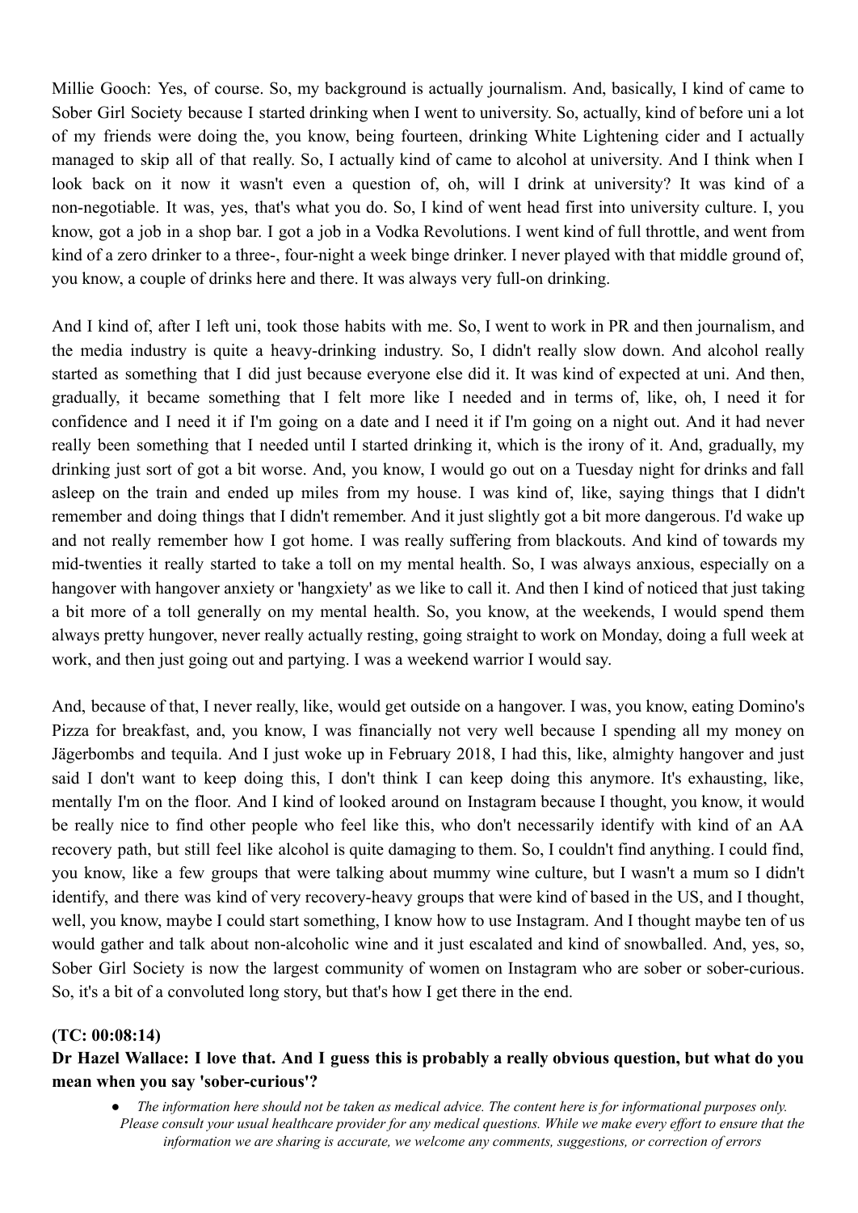Millie Gooch: Yes, of course. So, my background is actually journalism. And, basically, I kind of came to Sober Girl Society because I started drinking when I went to university. So, actually, kind of before uni a lot of my friends were doing the, you know, being fourteen, drinking White Lightening cider and I actually managed to skip all of that really. So, I actually kind of came to alcohol at university. And I think when I look back on it now it wasn't even a question of, oh, will I drink at university? It was kind of a non-negotiable. It was, yes, that's what you do. So, I kind of went head first into university culture. I, you know, got a job in a shop bar. I got a job in a Vodka Revolutions. I went kind of full throttle, and went from kind of a zero drinker to a three-, four-night a week binge drinker. I never played with that middle ground of, you know, a couple of drinks here and there. It was always very full-on drinking.

And I kind of, after I left uni, took those habits with me. So, I went to work in PR and then journalism, and the media industry is quite a heavy-drinking industry. So, I didn't really slow down. And alcohol really started as something that I did just because everyone else did it. It was kind of expected at uni. And then, gradually, it became something that I felt more like I needed and in terms of, like, oh, I need it for confidence and I need it if I'm going on a date and I need it if I'm going on a night out. And it had never really been something that I needed until I started drinking it, which is the irony of it. And, gradually, my drinking just sort of got a bit worse. And, you know, I would go out on a Tuesday night for drinks and fall asleep on the train and ended up miles from my house. I was kind of, like, saying things that I didn't remember and doing things that I didn't remember. And it just slightly got a bit more dangerous. I'd wake up and not really remember how I got home. I was really suffering from blackouts. And kind of towards my mid-twenties it really started to take a toll on my mental health. So, I was always anxious, especially on a hangover with hangover anxiety or 'hangxiety' as we like to call it. And then I kind of noticed that just taking a bit more of a toll generally on my mental health. So, you know, at the weekends, I would spend them always pretty hungover, never really actually resting, going straight to work on Monday, doing a full week at work, and then just going out and partying. I was a weekend warrior I would say.

And, because of that, I never really, like, would get outside on a hangover. I was, you know, eating Domino's Pizza for breakfast, and, you know, I was financially not very well because I spending all my money on Jägerbombs and tequila. And I just woke up in February 2018, I had this, like, almighty hangover and just said I don't want to keep doing this, I don't think I can keep doing this anymore. It's exhausting, like, mentally I'm on the floor. And I kind of looked around on Instagram because I thought, you know, it would be really nice to find other people who feel like this, who don't necessarily identify with kind of an AA recovery path, but still feel like alcohol is quite damaging to them. So, I couldn't find anything. I could find, you know, like a few groups that were talking about mummy wine culture, but I wasn't a mum so I didn't identify, and there was kind of very recovery-heavy groups that were kind of based in the US, and I thought, well, you know, maybe I could start something, I know how to use Instagram. And I thought maybe ten of us would gather and talk about non-alcoholic wine and it just escalated and kind of snowballed. And, yes, so, Sober Girl Society is now the largest community of women on Instagram who are sober or sober-curious. So, it's a bit of a convoluted long story, but that's how I get there in the end.

**(TC: 00:08:14)**

**Dr Hazel Wallace: I love that. And I guess this is probably a really obvious question, but what do you mean when you say 'sober-curious'?**

- *The information here should not be taken as medical advice. The content here is for informational purposes only. Please consult your usual healthcare provider for any medical questions. While we make every effort to ensure that the information we are sharing is accurate, we welcome any comments, suggestions, or correction of errors*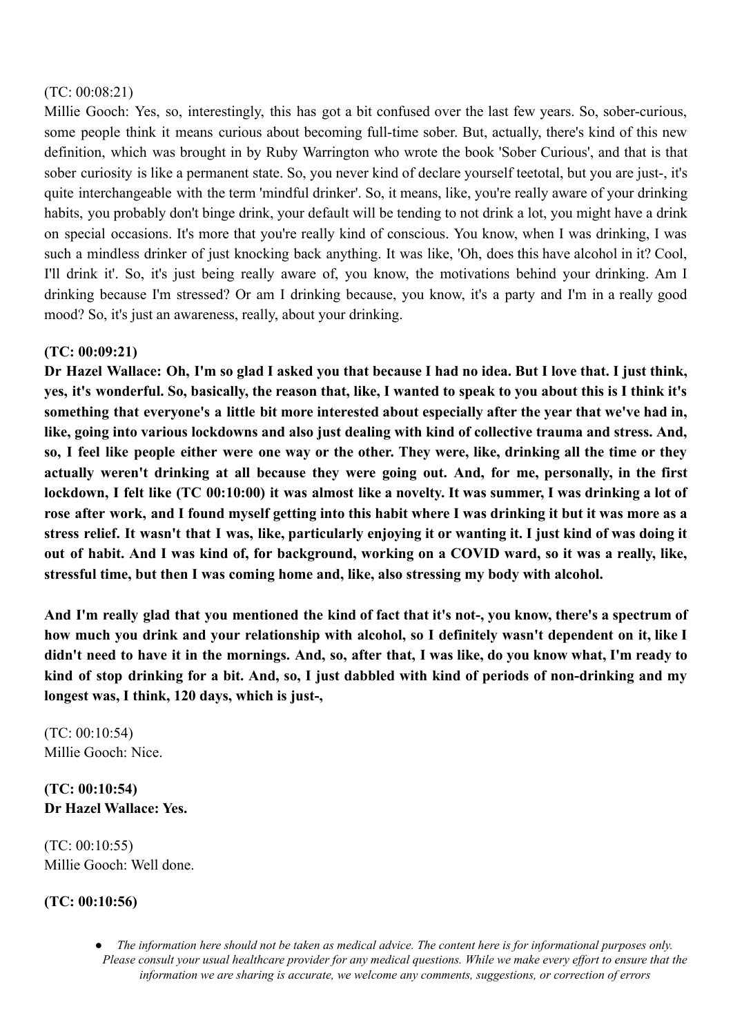(TC: 00:08:21)
Millie Gooch: Yes, so, interestingly, this has got a bit confused over the last few years. So, sober-curious, some people think it means curious about becoming full-time sober. But, actually, there's kind of this new definition, which was brought in by Ruby Warrington who wrote the book 'Sober Curious', and that is that sober curiosity is like a permanent state. So, you never kind of declare yourself teetotal, but you are just-, it's quite interchangeable with the term 'mindful drinker'. So, it means, like, you're really aware of your drinking habits, you probably don't binge drink, your default will be tending to not drink a lot, you might have a drink on special occasions. It's more that you're really kind of conscious. You know, when I was drinking, I was such a mindless drinker of just knocking back anything. It was like, 'Oh, does this have alcohol in it? Cool, I'll drink it'. So, it's just being really aware of, you know, the motivations behind your drinking. Am I drinking because I'm stressed? Or am I drinking because, you know, it's a party and I'm in a really good mood? So, it's just an awareness, really, about your drinking.

**(TC: 00:09:21)**
**Dr Hazel Wallace: Oh, I'm so glad I asked you that because I had no idea. But I love that. I just think, yes, it's wonderful. So, basically, the reason that, like, I wanted to speak to you about this is I think it's something that everyone's a little bit more interested about especially after the year that we've had in, like, going into various lockdowns and also just dealing with kind of collective trauma and stress. And, so, I feel like people either were one way or the other. They were, like, drinking all the time or they actually weren't drinking at all because they were going out. And, for me, personally, in the first lockdown, I felt like (TC 00:10:00) it was almost like a novelty. It was summer, I was drinking a lot of rose after work, and I found myself getting into this habit where I was drinking it but it was more as a stress relief. It wasn't that I was, like, particularly enjoying it or wanting it. I just kind of was doing it out of habit. And I was kind of, for background, working on a COVID ward, so it was a really, like, stressful time, but then I was coming home and, like, also stressing my body with alcohol.**

**And I'm really glad that you mentioned the kind of fact that it's not-, you know, there's a spectrum of how much you drink and your relationship with alcohol, so I definitely wasn't dependent on it, like I didn't need to have it in the mornings. And, so, after that, I was like, do you know what, I'm ready to kind of stop drinking for a bit. And, so, I just dabbled with kind of periods of non-drinking and my longest was, I think, 120 days, which is just-,**

(TC: 00:10:54)
Millie Gooch: Nice.

**(TC: 00:10:54)**
**Dr Hazel Wallace: Yes.**

(TC: 00:10:55)
Millie Gooch: Well done.

**(TC: 00:10:56)**

- *The information here should not be taken as medical advice. The content here is for informational purposes only. Please consult your usual healthcare provider for any medical questions. While we make every effort to ensure that the information we are sharing is accurate, we welcome any comments, suggestions, or correction of errors*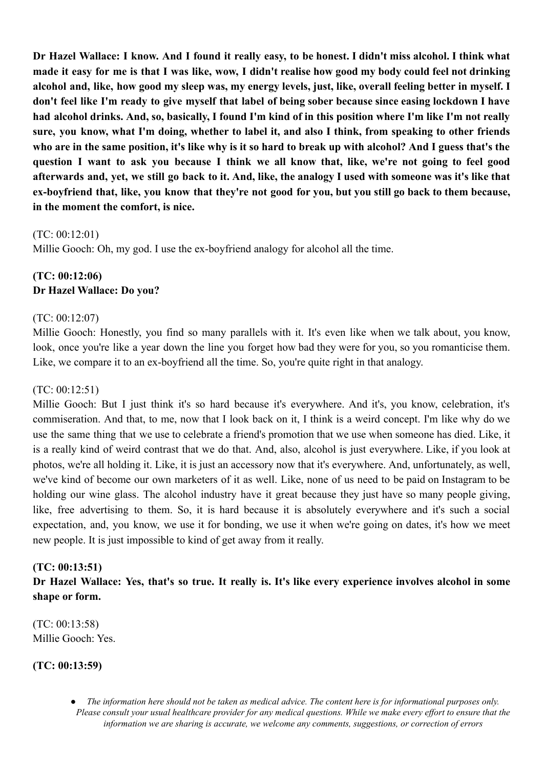**Dr Hazel Wallace: I know. And I found it really easy, to be honest. I didn't miss alcohol. I think what made it easy for me is that I was like, wow, I didn't realise how good my body could feel not drinking alcohol and, like, how good my sleep was, my energy levels, just, like, overall feeling better in myself. I don't feel like I'm ready to give myself that label of being sober because since easing lockdown I have had alcohol drinks. And, so, basically, I found I'm kind of in this position where I'm like I'm not really sure, you know, what I'm doing, whether to label it, and also I think, from speaking to other friends who are in the same position, it's like why is it so hard to break up with alcohol? And I guess that's the question I want to ask you because I think we all know that, like, we're not going to feel good afterwards and, yet, we still go back to it. And, like, the analogy I used with someone was it's like that ex-boyfriend that, like, you know that they're not good for you, but you still go back to them because, in the moment the comfort, is nice.**

(TC: 00:12:01)
Millie Gooch: Oh, my god. I use the ex-boyfriend analogy for alcohol all the time.

**(TC: 00:12:06)**
**Dr Hazel Wallace: Do you?**

(TC: 00:12:07)
Millie Gooch: Honestly, you find so many parallels with it. It's even like when we talk about, you know, look, once you're like a year down the line you forget how bad they were for you, so you romanticise them. Like, we compare it to an ex-boyfriend all the time. So, you're quite right in that analogy.

(TC: 00:12:51)
Millie Gooch: But I just think it's so hard because it's everywhere. And it's, you know, celebration, it's commiseration. And that, to me, now that I look back on it, I think is a weird concept. I'm like why do we use the same thing that we use to celebrate a friend's promotion that we use when someone has died. Like, it is a really kind of weird contrast that we do that. And, also, alcohol is just everywhere. Like, if you look at photos, we're all holding it. Like, it is just an accessory now that it's everywhere. And, unfortunately, as well, we've kind of become our own marketers of it as well. Like, none of us need to be paid on Instagram to be holding our wine glass. The alcohol industry have it great because they just have so many people giving, like, free advertising to them. So, it is hard because it is absolutely everywhere and it's such a social expectation, and, you know, we use it for bonding, we use it when we're going on dates, it's how we meet new people. It is just impossible to kind of get away from it really.

**(TC: 00:13:51)**
**Dr Hazel Wallace: Yes, that's so true. It really is. It's like every experience involves alcohol in some shape or form.**

(TC: 00:13:58)
Millie Gooch: Yes.

**(TC: 00:13:59)**

- *The information here should not be taken as medical advice. The content here is for informational purposes only. Please consult your usual healthcare provider for any medical questions. While we make every effort to ensure that the information we are sharing is accurate, we welcome any comments, suggestions, or correction of errors*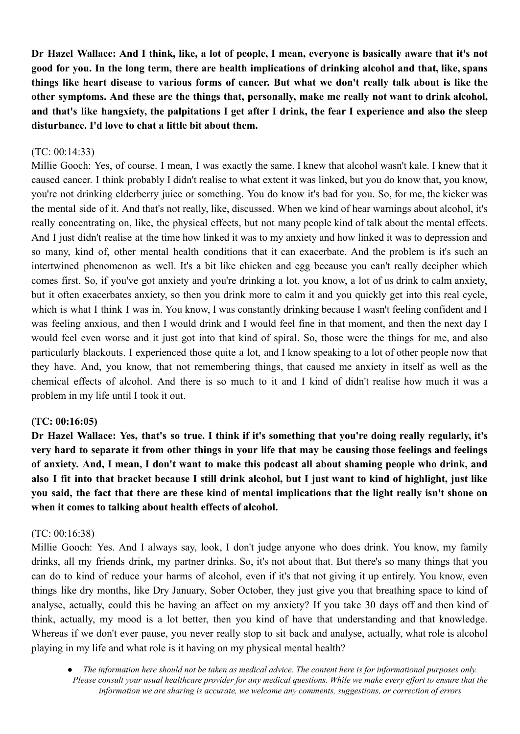**Dr Hazel Wallace: And I think, like, a lot of people, I mean, everyone is basically aware that it's not good for you. In the long term, there are health implications of drinking alcohol and that, like, spans things like heart disease to various forms of cancer. But what we don't really talk about is like the other symptoms. And these are the things that, personally, make me really not want to drink alcohol, and that's like hangxiety, the palpitations I get after I drink, the fear I experience and also the sleep disturbance. I'd love to chat a little bit about them.**

(TC: 00:14:33)

Millie Gooch: Yes, of course. I mean, I was exactly the same. I knew that alcohol wasn't kale. I knew that it caused cancer. I think probably I didn't realise to what extent it was linked, but you do know that, you know, you're not drinking elderberry juice or something. You do know it's bad for you. So, for me, the kicker was the mental side of it. And that's not really, like, discussed. When we kind of hear warnings about alcohol, it's really concentrating on, like, the physical effects, but not many people kind of talk about the mental effects. And I just didn't realise at the time how linked it was to my anxiety and how linked it was to depression and so many, kind of, other mental health conditions that it can exacerbate. And the problem is it's such an intertwined phenomenon as well. It's a bit like chicken and egg because you can't really decipher which comes first. So, if you've got anxiety and you're drinking a lot, you know, a lot of us drink to calm anxiety, but it often exacerbates anxiety, so then you drink more to calm it and you quickly get into this real cycle, which is what I think I was in. You know, I was constantly drinking because I wasn't feeling confident and I was feeling anxious, and then I would drink and I would feel fine in that moment, and then the next day I would feel even worse and it just got into that kind of spiral. So, those were the things for me, and also particularly blackouts. I experienced those quite a lot, and I know speaking to a lot of other people now that they have. And, you know, that not remembering things, that caused me anxiety in itself as well as the chemical effects of alcohol. And there is so much to it and I kind of didn't realise how much it was a problem in my life until I took it out.

**(TC: 00:16:05)**

**Dr Hazel Wallace: Yes, that's so true. I think if it's something that you're doing really regularly, it's very hard to separate it from other things in your life that may be causing those feelings and feelings of anxiety. And, I mean, I don't want to make this podcast all about shaming people who drink, and also I fit into that bracket because I still drink alcohol, but I just want to kind of highlight, just like you said, the fact that there are these kind of mental implications that the light really isn't shone on when it comes to talking about health effects of alcohol.**

(TC: 00:16:38)

Millie Gooch: Yes. And I always say, look, I don't judge anyone who does drink. You know, my family drinks, all my friends drink, my partner drinks. So, it's not about that. But there's so many things that you can do to kind of reduce your harms of alcohol, even if it's that not giving it up entirely. You know, even things like dry months, like Dry January, Sober October, they just give you that breathing space to kind of analyse, actually, could this be having an affect on my anxiety? If you take 30 days off and then kind of think, actually, my mood is a lot better, then you kind of have that understanding and that knowledge. Whereas if we don't ever pause, you never really stop to sit back and analyse, actually, what role is alcohol playing in my life and what role is it having on my physical mental health?

- *The information here should not be taken as medical advice. The content here is for informational purposes only. Please consult your usual healthcare provider for any medical questions. While we make every effort to ensure that the information we are sharing is accurate, we welcome any comments, suggestions, or correction of errors*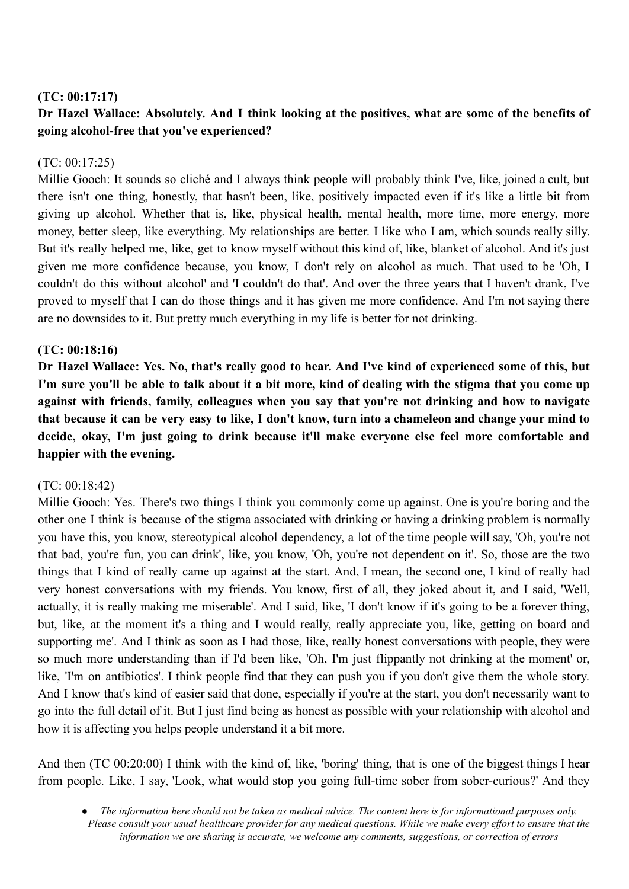**(TC: 00:17:17)**

**Dr Hazel Wallace: Absolutely. And I think looking at the positives, what are some of the benefits of going alcohol-free that you've experienced?**

(TC: 00:17:25)

Millie Gooch: It sounds so cliché and I always think people will probably think I've, like, joined a cult, but there isn't one thing, honestly, that hasn't been, like, positively impacted even if it's like a little bit from giving up alcohol. Whether that is, like, physical health, mental health, more time, more energy, more money, better sleep, like everything. My relationships are better. I like who I am, which sounds really silly. But it's really helped me, like, get to know myself without this kind of, like, blanket of alcohol. And it's just given me more confidence because, you know, I don't rely on alcohol as much. That used to be 'Oh, I couldn't do this without alcohol' and 'I couldn't do that'. And over the three years that I haven't drank, I've proved to myself that I can do those things and it has given me more confidence. And I'm not saying there are no downsides to it. But pretty much everything in my life is better for not drinking.

**(TC: 00:18:16)**

**Dr Hazel Wallace: Yes. No, that's really good to hear. And I've kind of experienced some of this, but I'm sure you'll be able to talk about it a bit more, kind of dealing with the stigma that you come up against with friends, family, colleagues when you say that you're not drinking and how to navigate that because it can be very easy to like, I don't know, turn into a chameleon and change your mind to decide, okay, I'm just going to drink because it'll make everyone else feel more comfortable and happier with the evening.**

(TC: 00:18:42)

Millie Gooch: Yes. There's two things I think you commonly come up against. One is you're boring and the other one I think is because of the stigma associated with drinking or having a drinking problem is normally you have this, you know, stereotypical alcohol dependency, a lot of the time people will say, 'Oh, you're not that bad, you're fun, you can drink', like, you know, 'Oh, you're not dependent on it'. So, those are the two things that I kind of really came up against at the start. And, I mean, the second one, I kind of really had very honest conversations with my friends. You know, first of all, they joked about it, and I said, 'Well, actually, it is really making me miserable'. And I said, like, 'I don't know if it's going to be a forever thing, but, like, at the moment it's a thing and I would really, really appreciate you, like, getting on board and supporting me'. And I think as soon as I had those, like, really honest conversations with people, they were so much more understanding than if I'd been like, 'Oh, I'm just flippantly not drinking at the moment' or, like, 'I'm on antibiotics'. I think people find that they can push you if you don't give them the whole story. And I know that's kind of easier said that done, especially if you're at the start, you don't necessarily want to go into the full detail of it. But I just find being as honest as possible with your relationship with alcohol and how it is affecting you helps people understand it a bit more.

And then (TC 00:20:00) I think with the kind of, like, 'boring' thing, that is one of the biggest things I hear from people. Like, I say, 'Look, what would stop you going full-time sober from sober-curious?' And they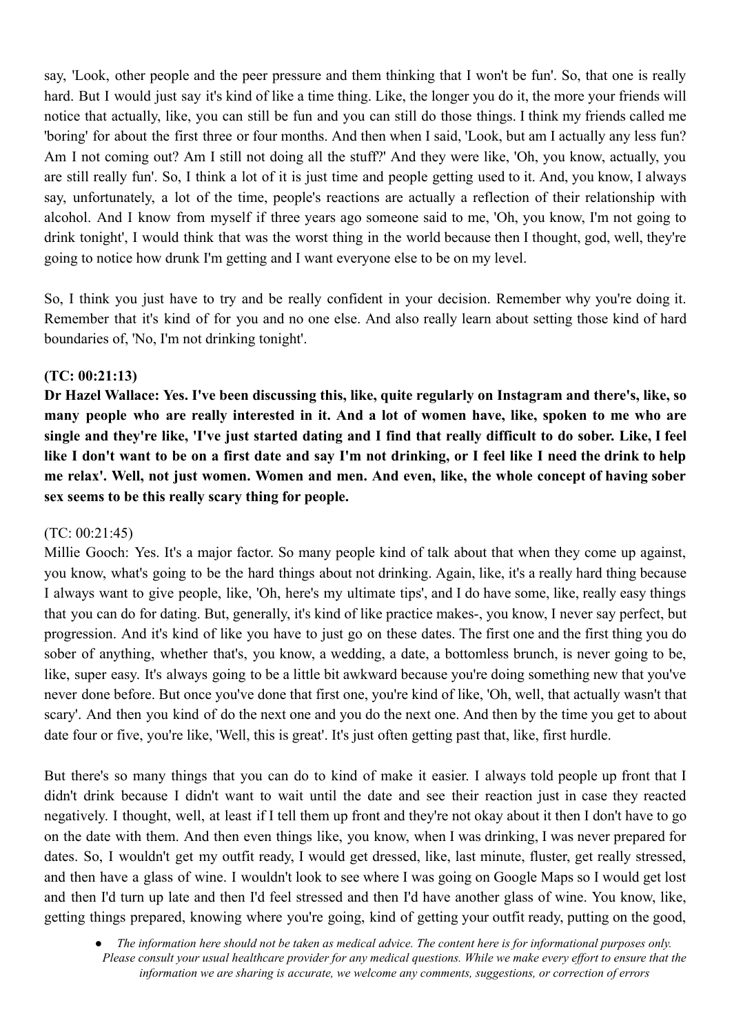say, 'Look, other people and the peer pressure and them thinking that I won't be fun'. So, that one is really hard. But I would just say it's kind of like a time thing. Like, the longer you do it, the more your friends will notice that actually, like, you can still be fun and you can still do those things. I think my friends called me 'boring' for about the first three or four months. And then when I said, 'Look, but am I actually any less fun? Am I not coming out? Am I still not doing all the stuff?' And they were like, 'Oh, you know, actually, you are still really fun'. So, I think a lot of it is just time and people getting used to it. And, you know, I always say, unfortunately, a lot of the time, people's reactions are actually a reflection of their relationship with alcohol. And I know from myself if three years ago someone said to me, 'Oh, you know, I'm not going to drink tonight', I would think that was the worst thing in the world because then I thought, god, well, they're going to notice how drunk I'm getting and I want everyone else to be on my level.

So, I think you just have to try and be really confident in your decision. Remember why you're doing it. Remember that it's kind of for you and no one else. And also really learn about setting those kind of hard boundaries of, 'No, I'm not drinking tonight'.

**(TC: 00:21:13)**

**Dr Hazel Wallace: Yes. I've been discussing this, like, quite regularly on Instagram and there's, like, so many people who are really interested in it. And a lot of women have, like, spoken to me who are single and they're like, 'I've just started dating and I find that really difficult to do sober. Like, I feel like I don't want to be on a first date and say I'm not drinking, or I feel like I need the drink to help me relax'. Well, not just women. Women and men. And even, like, the whole concept of having sober sex seems to be this really scary thing for people.**

(TC: 00:21:45)

Millie Gooch: Yes. It's a major factor. So many people kind of talk about that when they come up against, you know, what's going to be the hard things about not drinking. Again, like, it's a really hard thing because I always want to give people, like, 'Oh, here's my ultimate tips', and I do have some, like, really easy things that you can do for dating. But, generally, it's kind of like practice makes-, you know, I never say perfect, but progression. And it's kind of like you have to just go on these dates. The first one and the first thing you do sober of anything, whether that's, you know, a wedding, a date, a bottomless brunch, is never going to be, like, super easy. It's always going to be a little bit awkward because you're doing something new that you've never done before. But once you've done that first one, you're kind of like, 'Oh, well, that actually wasn't that scary'. And then you kind of do the next one and you do the next one. And then by the time you get to about date four or five, you're like, 'Well, this is great'. It's just often getting past that, like, first hurdle.

But there's so many things that you can do to kind of make it easier. I always told people up front that I didn't drink because I didn't want to wait until the date and see their reaction just in case they reacted negatively. I thought, well, at least if I tell them up front and they're not okay about it then I don't have to go on the date with them. And then even things like, you know, when I was drinking, I was never prepared for dates. So, I wouldn't get my outfit ready, I would get dressed, like, last minute, fluster, get really stressed, and then have a glass of wine. I wouldn't look to see where I was going on Google Maps so I would get lost and then I'd turn up late and then I'd feel stressed and then I'd have another glass of wine. You know, like, getting things prepared, knowing where you're going, kind of getting your outfit ready, putting on the good,

- *The information here should not be taken as medical advice. The content here is for informational purposes only. Please consult your usual healthcare provider for any medical questions. While we make every effort to ensure that the information we are sharing is accurate, we welcome any comments, suggestions, or correction of errors*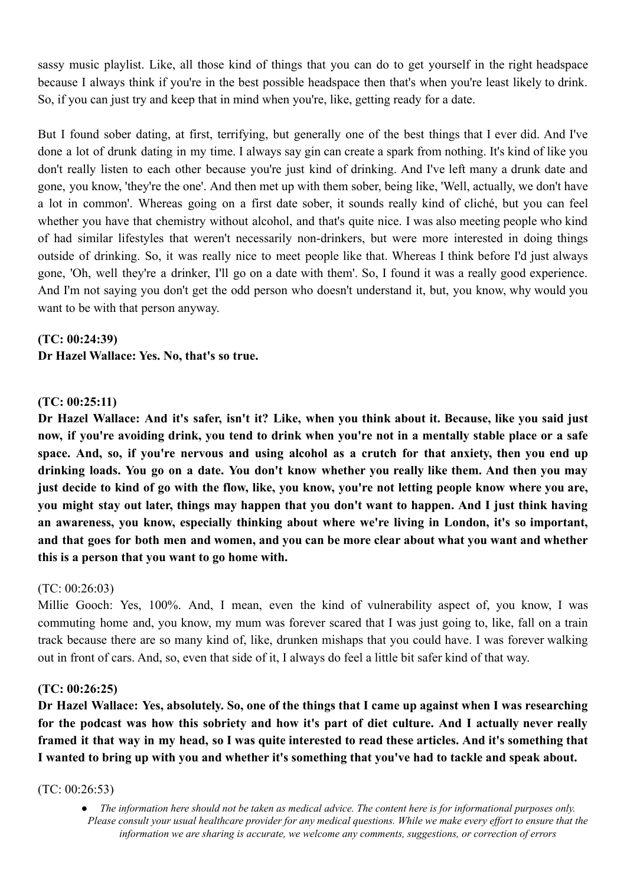sassy music playlist. Like, all those kind of things that you can do to get yourself in the right headspace because I always think if you're in the best possible headspace then that's when you're least likely to drink. So, if you can just try and keep that in mind when you're, like, getting ready for a date.

But I found sober dating, at first, terrifying, but generally one of the best things that I ever did. And I've done a lot of drunk dating in my time. I always say gin can create a spark from nothing. It's kind of like you don't really listen to each other because you're just kind of drinking. And I've left many a drunk date and gone, you know, 'they're the one'. And then met up with them sober, being like, 'Well, actually, we don't have a lot in common'. Whereas going on a first date sober, it sounds really kind of cliché, but you can feel whether you have that chemistry without alcohol, and that's quite nice. I was also meeting people who kind of had similar lifestyles that weren't necessarily non-drinkers, but were more interested in doing things outside of drinking. So, it was really nice to meet people like that. Whereas I think before I'd just always gone, 'Oh, well they're a drinker, I'll go on a date with them'. So, I found it was a really good experience. And I'm not saying you don't get the odd person who doesn't understand it, but, you know, why would you want to be with that person anyway.

**(TC: 00:24:39)**
**Dr Hazel Wallace: Yes. No, that's so true.**

**(TC: 00:25:11)**
**Dr Hazel Wallace: And it's safer, isn't it? Like, when you think about it. Because, like you said just now, if you're avoiding drink, you tend to drink when you're not in a mentally stable place or a safe space. And, so, if you're nervous and using alcohol as a crutch for that anxiety, then you end up drinking loads. You go on a date. You don't know whether you really like them. And then you may just decide to kind of go with the flow, like, you know, you're not letting people know where you are, you might stay out later, things may happen that you don't want to happen. And I just think having an awareness, you know, especially thinking about where we're living in London, it's so important, and that goes for both men and women, and you can be more clear about what you want and whether this is a person that you want to go home with.**

(TC: 00:26:03)
Millie Gooch: Yes, 100%. And, I mean, even the kind of vulnerability aspect of, you know, I was commuting home and, you know, my mum was forever scared that I was just going to, like, fall on a train track because there are so many kind of, like, drunken mishaps that you could have. I was forever walking out in front of cars. And, so, even that side of it, I always do feel a little bit safer kind of that way.

**(TC: 00:26:25)**
**Dr Hazel Wallace: Yes, absolutely. So, one of the things that I came up against when I was researching for the podcast was how this sobriety and how it's part of diet culture. And I actually never really framed it that way in my head, so I was quite interested to read these articles. And it's something that I wanted to bring up with you and whether it's something that you've had to tackle and speak about.**

(TC: 00:26:53)

- *The information here should not be taken as medical advice. The content here is for informational purposes only. Please consult your usual healthcare provider for any medical questions. While we make every effort to ensure that the information we are sharing is accurate, we welcome any comments, suggestions, or correction of errors*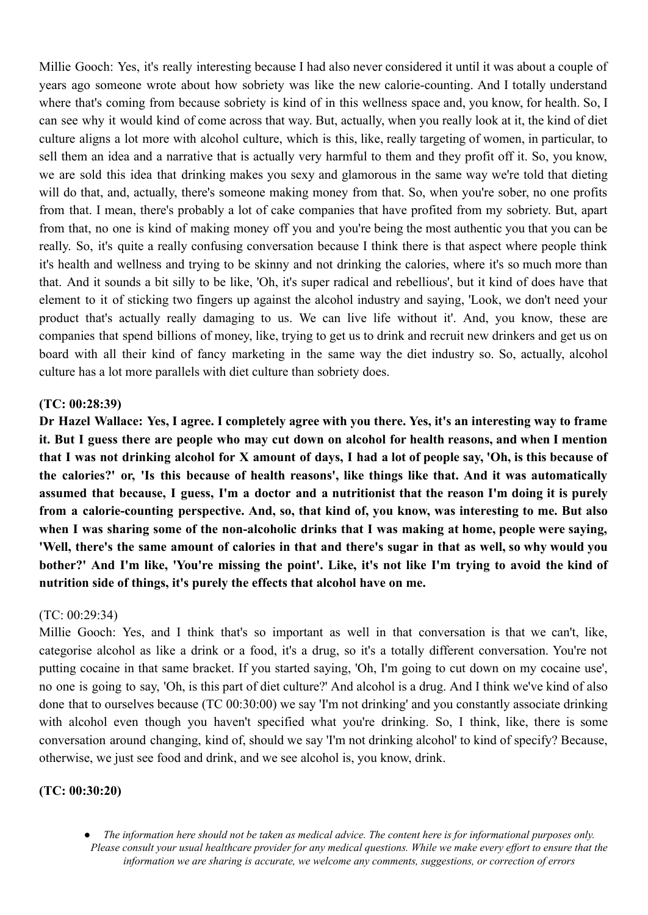Millie Gooch: Yes, it's really interesting because I had also never considered it until it was about a couple of years ago someone wrote about how sobriety was like the new calorie-counting. And I totally understand where that's coming from because sobriety is kind of in this wellness space and, you know, for health. So, I can see why it would kind of come across that way. But, actually, when you really look at it, the kind of diet culture aligns a lot more with alcohol culture, which is this, like, really targeting of women, in particular, to sell them an idea and a narrative that is actually very harmful to them and they profit off it. So, you know, we are sold this idea that drinking makes you sexy and glamorous in the same way we're told that dieting will do that, and, actually, there's someone making money from that. So, when you're sober, no one profits from that. I mean, there's probably a lot of cake companies that have profited from my sobriety. But, apart from that, no one is kind of making money off you and you're being the most authentic you that you can be really. So, it's quite a really confusing conversation because I think there is that aspect where people think it's health and wellness and trying to be skinny and not drinking the calories, where it's so much more than that. And it sounds a bit silly to be like, 'Oh, it's super radical and rebellious', but it kind of does have that element to it of sticking two fingers up against the alcohol industry and saying, 'Look, we don't need your product that's actually really damaging to us. We can live life without it'. And, you know, these are companies that spend billions of money, like, trying to get us to drink and recruit new drinkers and get us on board with all their kind of fancy marketing in the same way the diet industry so. So, actually, alcohol culture has a lot more parallels with diet culture than sobriety does.

**(TC: 00:28:39)**

**Dr Hazel Wallace: Yes, I agree. I completely agree with you there. Yes, it's an interesting way to frame it. But I guess there are people who may cut down on alcohol for health reasons, and when I mention that I was not drinking alcohol for X amount of days, I had a lot of people say, 'Oh, is this because of the calories?' or, 'Is this because of health reasons', like things like that. And it was automatically assumed that because, I guess, I'm a doctor and a nutritionist that the reason I'm doing it is purely from a calorie-counting perspective. And, so, that kind of, you know, was interesting to me. But also when I was sharing some of the non-alcoholic drinks that I was making at home, people were saying, 'Well, there's the same amount of calories in that and there's sugar in that as well, so why would you bother?' And I'm like, 'You're missing the point'. Like, it's not like I'm trying to avoid the kind of nutrition side of things, it's purely the effects that alcohol have on me.**

(TC: 00:29:34)

Millie Gooch: Yes, and I think that's so important as well in that conversation is that we can't, like, categorise alcohol as like a drink or a food, it's a drug, so it's a totally different conversation. You're not putting cocaine in that same bracket. If you started saying, 'Oh, I'm going to cut down on my cocaine use', no one is going to say, 'Oh, is this part of diet culture?' And alcohol is a drug. And I think we've kind of also done that to ourselves because (TC 00:30:00) we say 'I'm not drinking' and you constantly associate drinking with alcohol even though you haven't specified what you're drinking. So, I think, like, there is some conversation around changing, kind of, should we say 'I'm not drinking alcohol' to kind of specify? Because, otherwise, we just see food and drink, and we see alcohol is, you know, drink.

**(TC: 00:30:20)**

- *The information here should not be taken as medical advice. The content here is for informational purposes only. Please consult your usual healthcare provider for any medical questions. While we make every effort to ensure that the information we are sharing is accurate, we welcome any comments, suggestions, or correction of errors*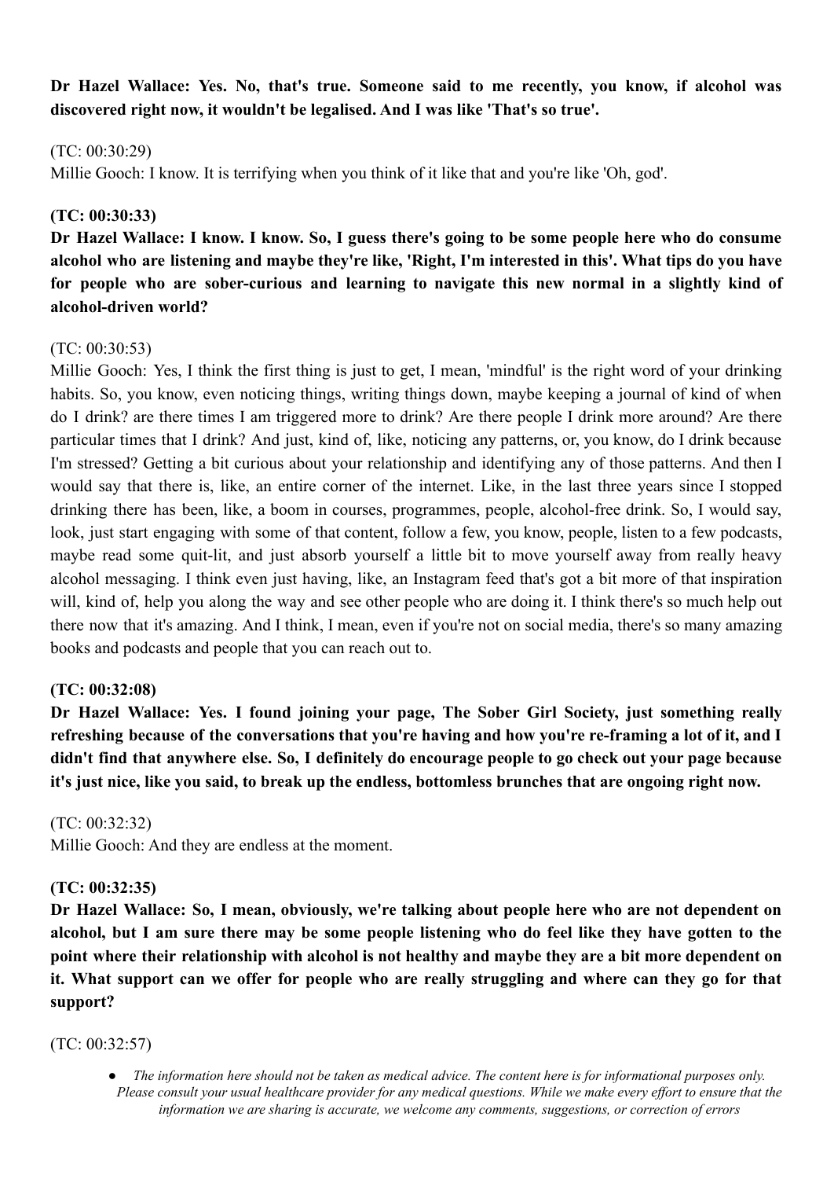**Dr Hazel Wallace: Yes. No, that's true. Someone said to me recently, you know, if alcohol was discovered right now, it wouldn't be legalised. And I was like 'That's so true'.**

(TC: 00:30:29)
Millie Gooch: I know. It is terrifying when you think of it like that and you're like 'Oh, god'.

**(TC: 00:30:33)**
**Dr Hazel Wallace: I know. I know. So, I guess there's going to be some people here who do consume alcohol who are listening and maybe they're like, 'Right, I'm interested in this'. What tips do you have for people who are sober-curious and learning to navigate this new normal in a slightly kind of alcohol-driven world?**

(TC: 00:30:53)
Millie Gooch: Yes, I think the first thing is just to get, I mean, 'mindful' is the right word of your drinking habits. So, you know, even noticing things, writing things down, maybe keeping a journal of kind of when do I drink? are there times I am triggered more to drink? Are there people I drink more around? Are there particular times that I drink? And just, kind of, like, noticing any patterns, or, you know, do I drink because I'm stressed? Getting a bit curious about your relationship and identifying any of those patterns. And then I would say that there is, like, an entire corner of the internet. Like, in the last three years since I stopped drinking there has been, like, a boom in courses, programmes, people, alcohol-free drink. So, I would say, look, just start engaging with some of that content, follow a few, you know, people, listen to a few podcasts, maybe read some quit-lit, and just absorb yourself a little bit to move yourself away from really heavy alcohol messaging. I think even just having, like, an Instagram feed that's got a bit more of that inspiration will, kind of, help you along the way and see other people who are doing it. I think there's so much help out there now that it's amazing. And I think, I mean, even if you're not on social media, there's so many amazing books and podcasts and people that you can reach out to.

**(TC: 00:32:08)**
**Dr Hazel Wallace: Yes. I found joining your page, The Sober Girl Society, just something really refreshing because of the conversations that you're having and how you're re-framing a lot of it, and I didn't find that anywhere else. So, I definitely do encourage people to go check out your page because it's just nice, like you said, to break up the endless, bottomless brunches that are ongoing right now.**

(TC: 00:32:32)
Millie Gooch: And they are endless at the moment.

**(TC: 00:32:35)**
**Dr Hazel Wallace: So, I mean, obviously, we're talking about people here who are not dependent on alcohol, but I am sure there may be some people listening who do feel like they have gotten to the point where their relationship with alcohol is not healthy and maybe they are a bit more dependent on it. What support can we offer for people who are really struggling and where can they go for that support?**

(TC: 00:32:57)

- *The information here should not be taken as medical advice. The content here is for informational purposes only. Please consult your usual healthcare provider for any medical questions. While we make every effort to ensure that the information we are sharing is accurate, we welcome any comments, suggestions, or correction of errors*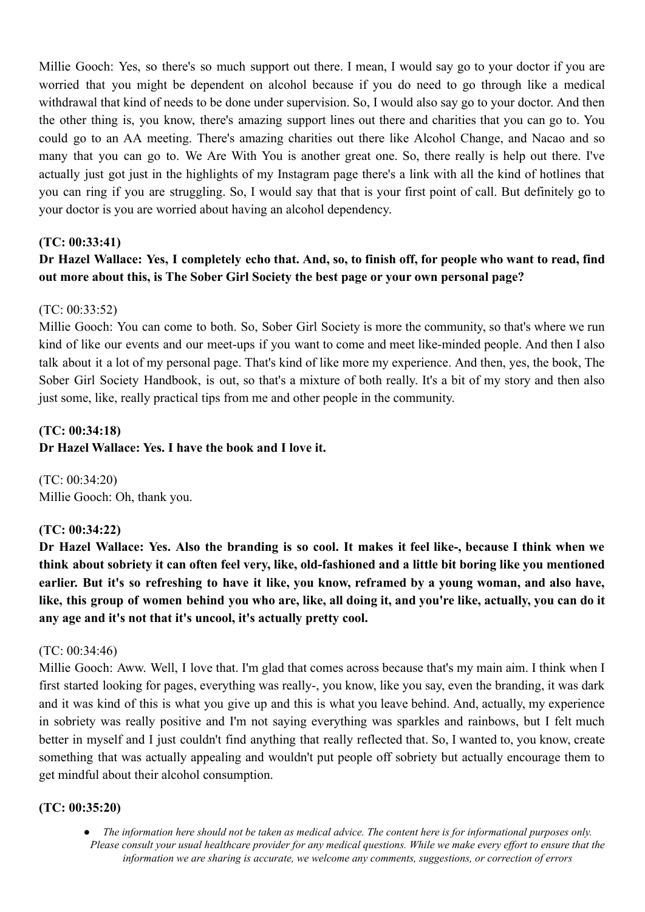Millie Gooch: Yes, so there's so much support out there. I mean, I would say go to your doctor if you are worried that you might be dependent on alcohol because if you do need to go through like a medical withdrawal that kind of needs to be done under supervision. So, I would also say go to your doctor. And then the other thing is, you know, there's amazing support lines out there and charities that you can go to. You could go to an AA meeting. There's amazing charities out there like Alcohol Change, and Nacao and so many that you can go to. We Are With You is another great one. So, there really is help out there. I've actually just got just in the highlights of my Instagram page there's a link with all the kind of hotlines that you can ring if you are struggling. So, I would say that that is your first point of call. But definitely go to your doctor is you are worried about having an alcohol dependency.

**(TC: 00:33:41)**

**Dr Hazel Wallace: Yes, I completely echo that. And, so, to finish off, for people who want to read, find out more about this, is The Sober Girl Society the best page or your own personal page?**

(TC: 00:33:52)

Millie Gooch: You can come to both. So, Sober Girl Society is more the community, so that's where we run kind of like our events and our meet-ups if you want to come and meet like-minded people. And then I also talk about it a lot of my personal page. That's kind of like more my experience. And then, yes, the book, The Sober Girl Society Handbook, is out, so that's a mixture of both really. It's a bit of my story and then also just some, like, really practical tips from me and other people in the community.

**(TC: 00:34:18)**

**Dr Hazel Wallace: Yes. I have the book and I love it.**

(TC: 00:34:20)

Millie Gooch: Oh, thank you.

**(TC: 00:34:22)**

**Dr Hazel Wallace: Yes. Also the branding is so cool. It makes it feel like-, because I think when we think about sobriety it can often feel very, like, old-fashioned and a little bit boring like you mentioned earlier. But it's so refreshing to have it like, you know, reframed by a young woman, and also have, like, this group of women behind you who are, like, all doing it, and you're like, actually, you can do it any age and it's not that it's uncool, it's actually pretty cool.**

(TC: 00:34:46)

Millie Gooch: Aww. Well, I love that. I'm glad that comes across because that's my main aim. I think when I first started looking for pages, everything was really-, you know, like you say, even the branding, it was dark and it was kind of this is what you give up and this is what you leave behind. And, actually, my experience in sobriety was really positive and I'm not saying everything was sparkles and rainbows, but I felt much better in myself and I just couldn't find anything that really reflected that. So, I wanted to, you know, create something that was actually appealing and wouldn't put people off sobriety but actually encourage them to get mindful about their alcohol consumption.

**(TC: 00:35:20)**

- *The information here should not be taken as medical advice. The content here is for informational purposes only. Please consult your usual healthcare provider for any medical questions. While we make every effort to ensure that the information we are sharing is accurate, we welcome any comments, suggestions, or correction of errors*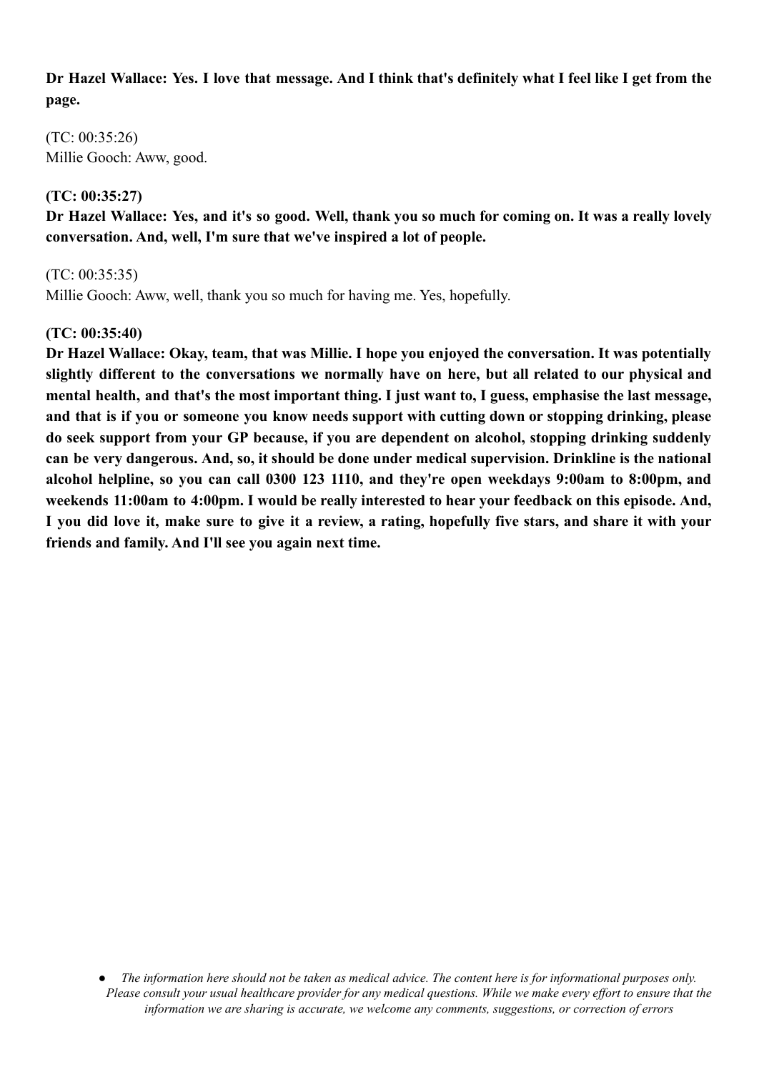**Dr Hazel Wallace: Yes. I love that message. And I think that's definitely what I feel like I get from the page.**

(TC: 00:35:26)
Millie Gooch: Aww, good.

**(TC: 00:35:27)**
**Dr Hazel Wallace: Yes, and it's so good. Well, thank you so much for coming on. It was a really lovely conversation. And, well, I'm sure that we've inspired a lot of people.**

(TC: 00:35:35)
Millie Gooch: Aww, well, thank you so much for having me. Yes, hopefully.

**(TC: 00:35:40)**
**Dr Hazel Wallace: Okay, team, that was Millie. I hope you enjoyed the conversation. It was potentially slightly different to the conversations we normally have on here, but all related to our physical and mental health, and that's the most important thing. I just want to, I guess, emphasise the last message, and that is if you or someone you know needs support with cutting down or stopping drinking, please do seek support from your GP because, if you are dependent on alcohol, stopping drinking suddenly can be very dangerous. And, so, it should be done under medical supervision. Drinkline is the national alcohol helpline, so you can call 0300 123 1110, and they're open weekdays 9:00am to 8:00pm, and weekends 11:00am to 4:00pm. I would be really interested to hear your feedback on this episode. And, I you did love it, make sure to give it a review, a rating, hopefully five stars, and share it with your friends and family. And I'll see you again next time.**

- *The information here should not be taken as medical advice. The content here is for informational purposes only. Please consult your usual healthcare provider for any medical questions. While we make every effort to ensure that the information we are sharing is accurate, we welcome any comments, suggestions, or correction of errors*